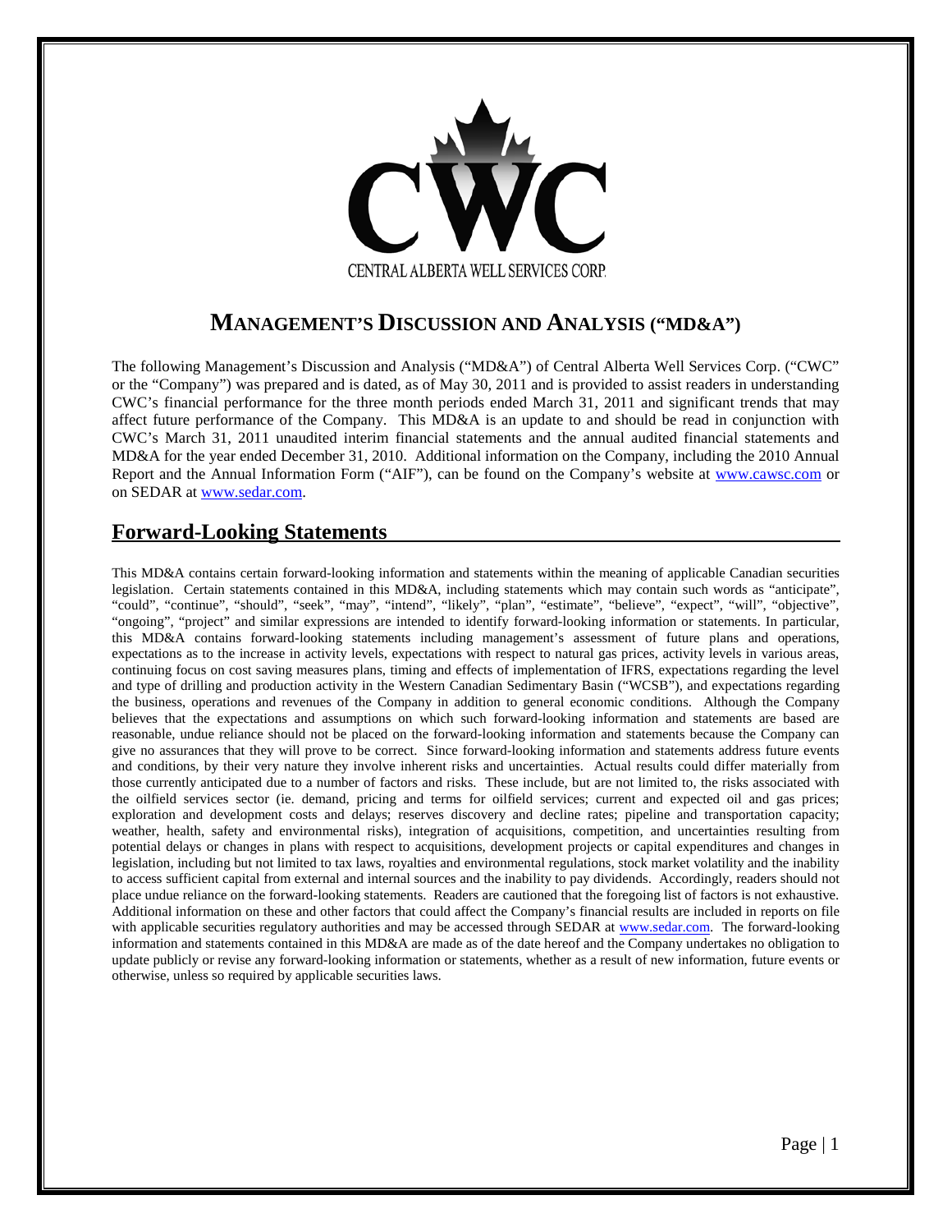CENTRAL ALBERTA WELL SERVICES CORP.

# MANAGEMENT'S DISCUSSION AND ANALYSIS ("MD&A")

The following Management's Discussion and Analysis ("MD&A") of Central Alberta Well Services Corp. ("CWC" or the "Company") was prepared and is dated, as of May 30, 2011 and is provided to assist readers in understanding CWC's financial performance for the three month periods ended March 31, 2011 and significant trends that may affect future performance of the Company. This MD&A is an update to and should be read in conjunction with CWC's March 31, 2011 unaudited interim financial statements and the annual audited financial statements and MD&A for the year ended December 31, 2010. Additional information on the Company, including the 2010 Annual Report and the Annual Information Form ("AIF"), can be found on the Company's website at www.cawsc.com or on SEDAR at www.sedar.com.

## Forward-Looking Statements

This MD&A contains certain forward-looking information and statements within the meaning of applicable Canadian securities legislation. Certain statements contained in this MD&A, including statements which may contain such words as "anticipate", "could", "continue", "should", "seek", "may", "intend", "likely", "plan", "estimate", "believe", "expect", "will", "objective", "ongoing", "project" and similar expressions are intended to identify forward-looking information or statements. In particular, this MD&A contains forward-looking statements including management's assessment of future plans and operations, expectations as to the increase in activity levels, expectations with respect to natural gas prices, activity levels in various areas, continuing focus on cost saving measures plans, timing and effects of implementation of IFRS, expectations regarding the level and type of drilling and production activity in the Western Canadian Sedimentary Basin ("WCSB"), and expectations regarding the business, operations and revenues of the Company in addition to general economic conditions. Although the Company believes that the expectations and assumptions on which such forward-looking information and statements are based are reasonable, undue reliance should not be placed on the forward-looking information and statements because the Company can give no assurances that they will prove to be correct. Since forward-looking information and statements address future events and conditions, by their very nature they involve inherent risks and uncertainties. Actual results could differ materially from those currently anticipated due to a number of factors and risks. These include, but are not limited to, the risks associated with the oilfield services sector (ie. demand, pricing and terms for oilfield services; current and expected oil and gas prices; exploration and development costs and delays; reserves discovery and decline rates; pipeline and transportation capacity; weather, health, safety and environmental risks), integration of acquisitions, competition, and uncertainties resulting from potential delays or changes in plans with respect to acquisitions, development projects or capital expenditures and changes in legislation, including but not limited to tax laws, royalties and environmental regulations, stock market volatility and the inability to access sufficient capital from external and internal sources and the inability to pay dividends. Accordingly, readers should not place undue reliance on the forward-looking statements. Readers are cautioned that the foregoing list of factors is not exhaustive. Additional information on these and other factors that could affect the Company's financial results are included in reports on file with applicable securities regulatory authorities and may be accessed through SEDAR at www.sedar.com. The forward-looking information and statements contained in this MD&A are made as of the date hereof and the Company undertakes no obligation to update publicly or revise any forward-looking information or statements, whether as a result of new information, future events or otherwise, unless so required by applicable securities laws.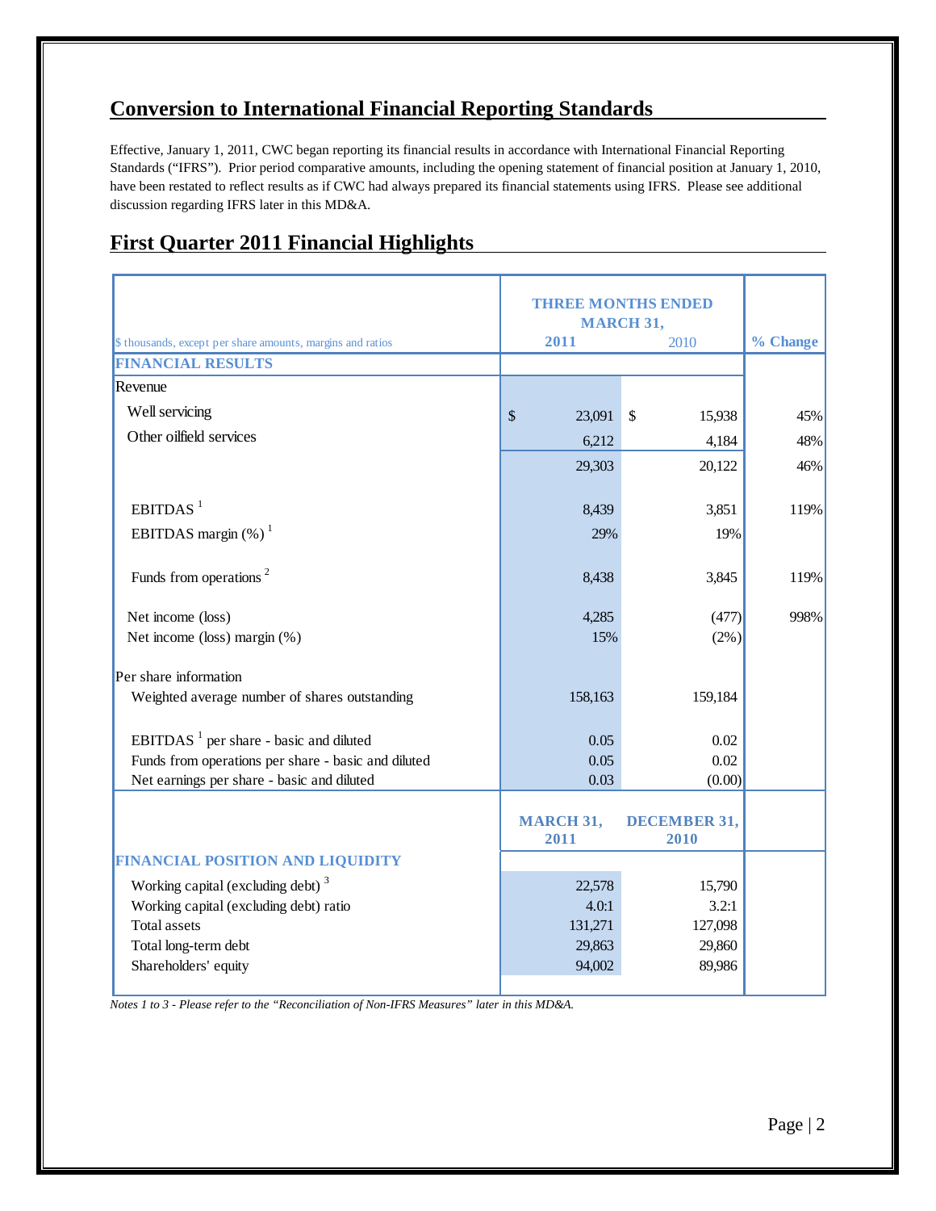## Conversion to International Financial Reporting Standards

Effective, January 1, 2011, CWC began reporting its financial results in accordance with International Financial Reporting Standards ("IFRS"). Prior period comparative amounts, including the opening statement of financial position at January 1, 2010, have been restated to reflect results as if CWC had always prepared its financial statements using IFRS. Please see additional discussion regarding IFRS later in this MD&A.

## First Quarter 2011 Financial Highlights

| $ thousands, except per share amounts, margins and ratios | THREE MONTHS ENDED MARCH 31, 2011 | 2010 | % Change |
|---|---|---|---|
| **FINANCIAL RESULTS** | | | |
| Revenue | | | |
| Well servicing | $ 23,091 | $ 15,938 | 45% |
| Other oilfield services | 6,212 | 4,184 | 48% |
| | 29,303 | 20,122 | 46% |
| EBITDAS [1] | 8,439 | 3,851 | 119% |
| EBITDAS margin (%) [1] | 29% | 19% | |
| Funds from operations [2] | 8,438 | 3,845 | 119% |
| Net income (loss) | 4,285 | (477) | 998% |
| Net income (loss) margin (%) | 15% | (2%) | |
| Per share information | | | |
| Weighted average number of shares outstanding | 158,163 | 159,184 | |
| EBITDAS [1] per share - basic and diluted | 0.05 | 0.02 | |
| Funds from operations per share - basic and diluted | 0.05 | 0.02 | |
| Net earnings per share - basic and diluted | 0.03 | (0.00) | |
| | **MARCH 31, 2011** | **DECEMBER 31, 2010** | |
| **FINANCIAL POSITION AND LIQUIDITY** | | | |
| Working capital (excluding debt) [3] | 22,578 | 15,790 | |
| Working capital (excluding debt) ratio | 4.0:1 | 3.2:1 | |
| Total assets | 131,271 | 127,098 | |
| Total long-term debt | 29,863 | 29,860 | |
| Shareholders' equity | 94,002 | 89,986 | |

*Notes 1 to 3 - Please refer to the "Reconciliation of Non-IFRS Measures" later in this MD&A.*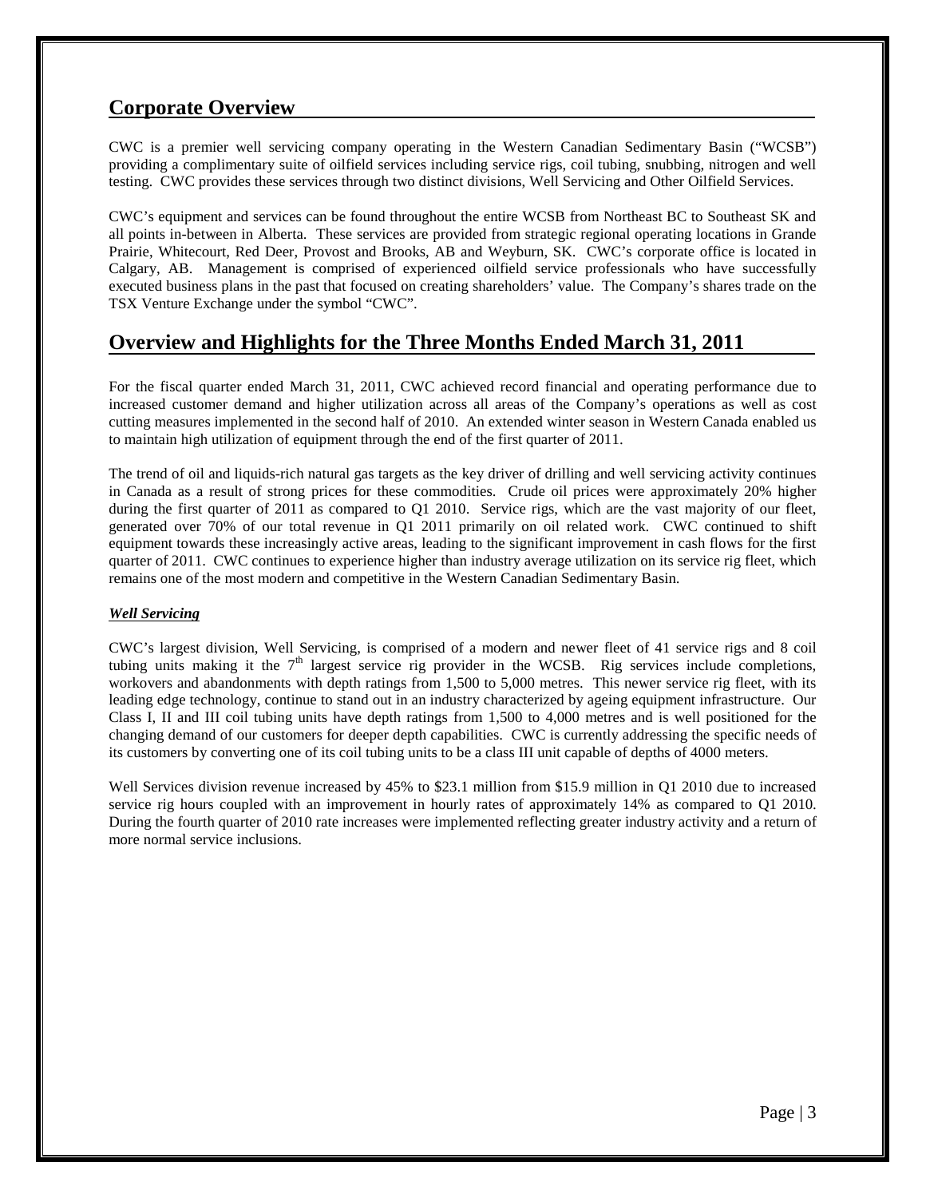## Corporate Overview

CWC is a premier well servicing company operating in the Western Canadian Sedimentary Basin ("WCSB") providing a complimentary suite of oilfield services including service rigs, coil tubing, snubbing, nitrogen and well testing. CWC provides these services through two distinct divisions, Well Servicing and Other Oilfield Services.

CWC's equipment and services can be found throughout the entire WCSB from Northeast BC to Southeast SK and all points in-between in Alberta. These services are provided from strategic regional operating locations in Grande Prairie, Whitecourt, Red Deer, Provost and Brooks, AB and Weyburn, SK. CWC's corporate office is located in Calgary, AB. Management is comprised of experienced oilfield service professionals who have successfully executed business plans in the past that focused on creating shareholders' value. The Company's shares trade on the TSX Venture Exchange under the symbol "CWC".

## Overview and Highlights for the Three Months Ended March 31, 2011

For the fiscal quarter ended March 31, 2011, CWC achieved record financial and operating performance due to increased customer demand and higher utilization across all areas of the Company's operations as well as cost cutting measures implemented in the second half of 2010. An extended winter season in Western Canada enabled us to maintain high utilization of equipment through the end of the first quarter of 2011.

The trend of oil and liquids-rich natural gas targets as the key driver of drilling and well servicing activity continues in Canada as a result of strong prices for these commodities. Crude oil prices were approximately 20% higher during the first quarter of 2011 as compared to Q1 2010. Service rigs, which are the vast majority of our fleet, generated over 70% of our total revenue in Q1 2011 primarily on oil related work. CWC continued to shift equipment towards these increasingly active areas, leading to the significant improvement in cash flows for the first quarter of 2011. CWC continues to experience higher than industry average utilization on its service rig fleet, which remains one of the most modern and competitive in the Western Canadian Sedimentary Basin.

***Well Servicing***

CWC's largest division, Well Servicing, is comprised of a modern and newer fleet of 41 service rigs and 8 coil tubing units making it the 7th largest service rig provider in the WCSB. Rig services include completions, workovers and abandonments with depth ratings from 1,500 to 5,000 metres. This newer service rig fleet, with its leading edge technology, continue to stand out in an industry characterized by ageing equipment infrastructure. Our Class I, II and III coil tubing units have depth ratings from 1,500 to 4,000 metres and is well positioned for the changing demand of our customers for deeper depth capabilities. CWC is currently addressing the specific needs of its customers by converting one of its coil tubing units to be a class III unit capable of depths of 4000 meters.

Well Services division revenue increased by 45% to $23.1 million from $15.9 million in Q1 2010 due to increased service rig hours coupled with an improvement in hourly rates of approximately 14% as compared to Q1 2010. During the fourth quarter of 2010 rate increases were implemented reflecting greater industry activity and a return of more normal service inclusions.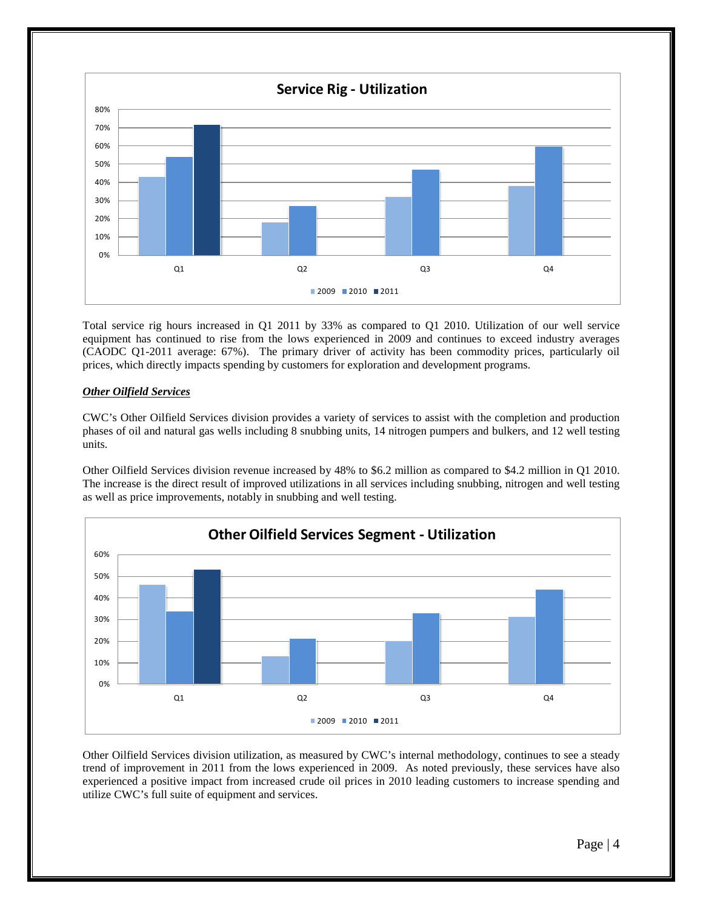**Service Rig - Utilization**

Total service rig hours increased in Q1 2011 by 33% as compared to Q1 2010. Utilization of our well service equipment has continued to rise from the lows experienced in 2009 and continues to exceed industry averages (CAODC Q1-2011 average: 67%). The primary driver of activity has been commodity prices, particularly oil prices, which directly impacts spending by customers for exploration and development programs.

***Other Oilfield Services***

CWC's Other Oilfield Services division provides a variety of services to assist with the completion and production phases of oil and natural gas wells including 8 snubbing units, 14 nitrogen pumpers and bulkers, and 12 well testing units.

Other Oilfield Services division revenue increased by 48% to $6.2 million as compared to $4.2 million in Q1 2010. The increase is the direct result of improved utilizations in all services including snubbing, nitrogen and well testing as well as price improvements, notably in snubbing and well testing.

**Other Oilfield Services Segment - Utilization**

Other Oilfield Services division utilization, as measured by CWC's internal methodology, continues to see a steady trend of improvement in 2011 from the lows experienced in 2009. As noted previously, these services have also experienced a positive impact from increased crude oil prices in 2010 leading customers to increase spending and utilize CWC's full suite of equipment and services.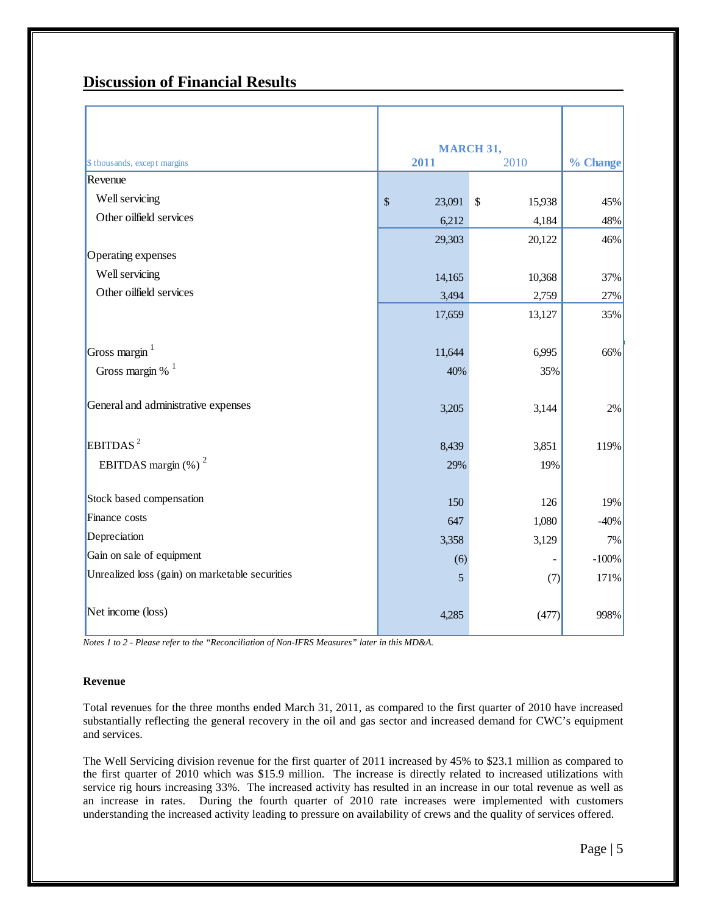## Discussion of Financial Results

| $ thousands, except margins | MARCH 31, 2011 | 2010 | % Change |
|---|---|---|---|
| Revenue | | | |
| Well servicing | $ 23,091 | $ 15,938 | 45% |
| Other oilfield services | 6,212 | 4,184 | 48% |
| | 29,303 | 20,122 | 46% |
| Operating expenses | | | |
| Well servicing | 14,165 | 10,368 | 37% |
| Other oilfield services | 3,494 | 2,759 | 27% |
| | 17,659 | 13,127 | 35% |
| Gross margin [1] | 11,644 | 6,995 | 66% |
| Gross margin % [1] | 40% | 35% | |
| General and administrative expenses | 3,205 | 3,144 | 2% |
| EBITDAS [2] | 8,439 | 3,851 | 119% |
| EBITDAS margin (%) [2] | 29% | 19% | |
| Stock based compensation | 150 | 126 | 19% |
| Finance costs | 647 | 1,080 | -40% |
| Depreciation | 3,358 | 3,129 | 7% |
| Gain on sale of equipment | (6) | - | -100% |
| Unrealized loss (gain) on marketable securities | 5 | (7) | 171% |
| Net income (loss) | 4,285 | (477) | 998% |

*Notes 1 to 2 - Please refer to the "Reconciliation of Non-IFRS Measures" later in this MD&A.*

**Revenue**

Total revenues for the three months ended March 31, 2011, as compared to the first quarter of 2010 have increased substantially reflecting the general recovery in the oil and gas sector and increased demand for CWC's equipment and services.

The Well Servicing division revenue for the first quarter of 2011 increased by 45% to $23.1 million as compared to the first quarter of 2010 which was $15.9 million. The increase is directly related to increased utilizations with service rig hours increasing 33%. The increased activity has resulted in an increase in our total revenue as well as an increase in rates. During the fourth quarter of 2010 rate increases were implemented with customers understanding the increased activity leading to pressure on availability of crews and the quality of services offered.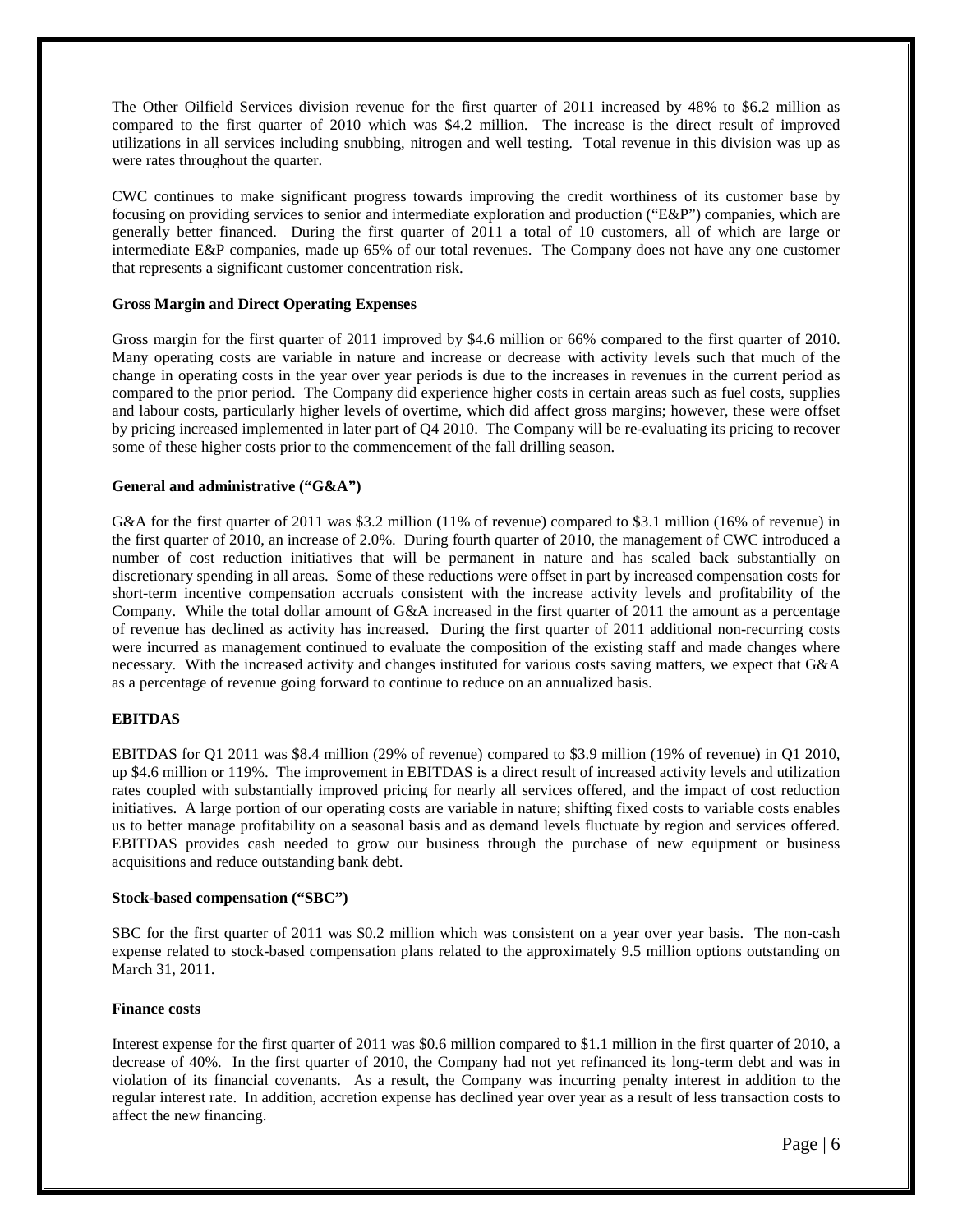The Other Oilfield Services division revenue for the first quarter of 2011 increased by 48% to $6.2 million as compared to the first quarter of 2010 which was $4.2 million. The increase is the direct result of improved utilizations in all services including snubbing, nitrogen and well testing. Total revenue in this division was up as were rates throughout the quarter.

CWC continues to make significant progress towards improving the credit worthiness of its customer base by focusing on providing services to senior and intermediate exploration and production ("E&P") companies, which are generally better financed. During the first quarter of 2011 a total of 10 customers, all of which are large or intermediate E&P companies, made up 65% of our total revenues. The Company does not have any one customer that represents a significant customer concentration risk.

**Gross Margin and Direct Operating Expenses**

Gross margin for the first quarter of 2011 improved by $4.6 million or 66% compared to the first quarter of 2010. Many operating costs are variable in nature and increase or decrease with activity levels such that much of the change in operating costs in the year over year periods is due to the increases in revenues in the current period as compared to the prior period. The Company did experience higher costs in certain areas such as fuel costs, supplies and labour costs, particularly higher levels of overtime, which did affect gross margins; however, these were offset by pricing increased implemented in later part of Q4 2010. The Company will be re-evaluating its pricing to recover some of these higher costs prior to the commencement of the fall drilling season.

**General and administrative ("G&A")**

G&A for the first quarter of 2011 was $3.2 million (11% of revenue) compared to $3.1 million (16% of revenue) in the first quarter of 2010, an increase of 2.0%. During fourth quarter of 2010, the management of CWC introduced a number of cost reduction initiatives that will be permanent in nature and has scaled back substantially on discretionary spending in all areas. Some of these reductions were offset in part by increased compensation costs for short-term incentive compensation accruals consistent with the increase activity levels and profitability of the Company. While the total dollar amount of G&A increased in the first quarter of 2011 the amount as a percentage of revenue has declined as activity has increased. During the first quarter of 2011 additional non-recurring costs were incurred as management continued to evaluate the composition of the existing staff and made changes where necessary. With the increased activity and changes instituted for various costs saving matters, we expect that G&A as a percentage of revenue going forward to continue to reduce on an annualized basis.

**EBITDAS**

EBITDAS for Q1 2011 was $8.4 million (29% of revenue) compared to $3.9 million (19% of revenue) in Q1 2010, up $4.6 million or 119%. The improvement in EBITDAS is a direct result of increased activity levels and utilization rates coupled with substantially improved pricing for nearly all services offered, and the impact of cost reduction initiatives. A large portion of our operating costs are variable in nature; shifting fixed costs to variable costs enables us to better manage profitability on a seasonal basis and as demand levels fluctuate by region and services offered. EBITDAS provides cash needed to grow our business through the purchase of new equipment or business acquisitions and reduce outstanding bank debt.

**Stock-based compensation ("SBC")**

SBC for the first quarter of 2011 was $0.2 million which was consistent on a year over year basis. The non-cash expense related to stock-based compensation plans related to the approximately 9.5 million options outstanding on March 31, 2011.

**Finance costs**

Interest expense for the first quarter of 2011 was $0.6 million compared to $1.1 million in the first quarter of 2010, a decrease of 40%. In the first quarter of 2010, the Company had not yet refinanced its long-term debt and was in violation of its financial covenants. As a result, the Company was incurring penalty interest in addition to the regular interest rate. In addition, accretion expense has declined year over year as a result of less transaction costs to affect the new financing.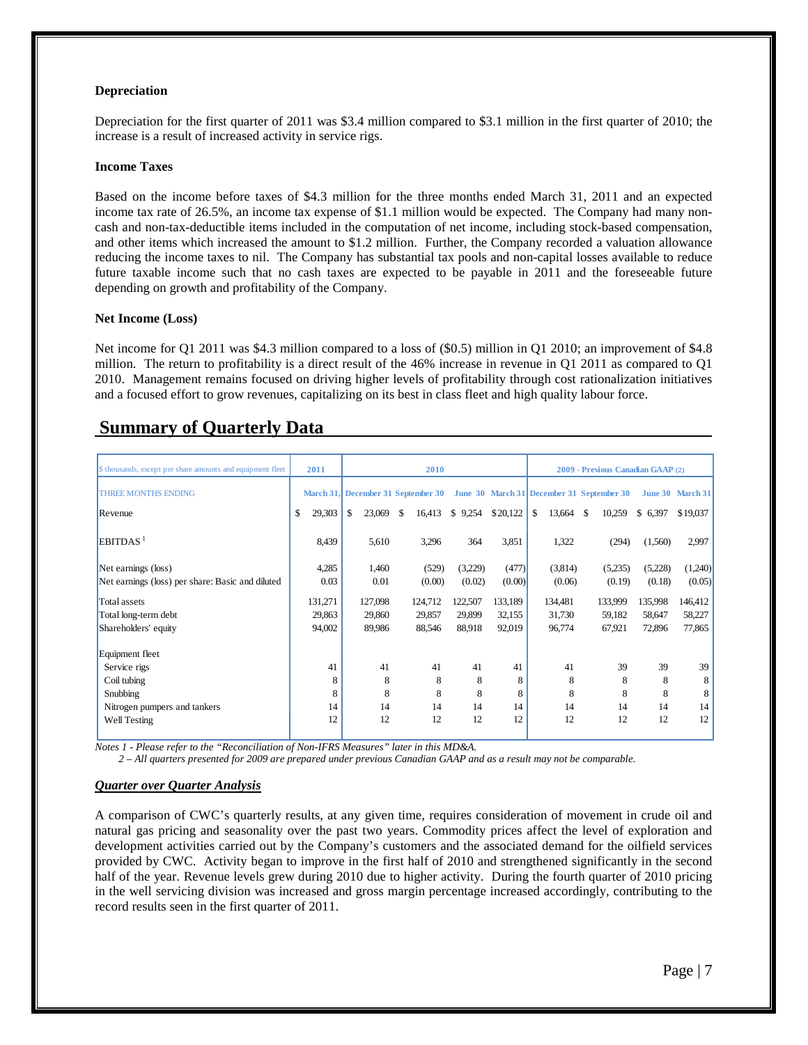### Depreciation

Depreciation for the first quarter of 2011 was $3.4 million compared to $3.1 million in the first quarter of 2010; the increase is a result of increased activity in service rigs.

### Income Taxes

Based on the income before taxes of $4.3 million for the three months ended March 31, 2011 and an expected income tax rate of 26.5%, an income tax expense of $1.1 million would be expected. The Company had many non-cash and non-tax-deductible items included in the computation of net income, including stock-based compensation, and other items which increased the amount to $1.2 million. Further, the Company recorded a valuation allowance reducing the income taxes to nil. The Company has substantial tax pools and non-capital losses available to reduce future taxable income such that no cash taxes are expected to be payable in 2011 and the foreseeable future depending on growth and profitability of the Company.

### Net Income (Loss)

Net income for Q1 2011 was $4.3 million compared to a loss of ($0.5) million in Q1 2010; an improvement of $4.8 million. The return to profitability is a direct result of the 46% increase in revenue in Q1 2011 as compared to Q1 2010. Management remains focused on driving higher levels of profitability through cost rationalization initiatives and a focused effort to grow revenues, capitalizing on its best in class fleet and high quality labour force.

## Summary of Quarterly Data

| $ thousands, except per share amounts and equipment fleet | 2011 | 2010 | | | | 2009 - Previous Canadian GAAP (2) | | | |
|---|---|---|---|---|---|---|---|---|---|
| THREE MONTHS ENDING | March 31, | December 31 | September 30 | June 30 | March 31 | December 31 | September 30 | June 30 | March 31 |
| Revenue | $ 29,303 | $ 23,069 | $ 16,413 | $ 9,254 | $ 20,122 | $ 13,664 | $ 10,259 | $ 6,397 | $ 19,037 |
| EBITDAS [1] | 8,439 | 5,610 | 3,296 | 364 | 3,851 | 1,322 | (294) | (1,560) | 2,997 |
| Net earnings (loss) | 4,285 | 1,460 | (529) | (3,229) | (477) | (3,814) | (5,235) | (5,228) | (1,240) |
| Net earnings (loss) per share: Basic and diluted | 0.03 | 0.01 | (0.00) | (0.02) | (0.00) | (0.06) | (0.19) | (0.18) | (0.05) |
| Total assets | 131,271 | 127,098 | 124,712 | 122,507 | 133,189 | 134,481 | 133,999 | 135,998 | 146,412 |
| Total long-term debt | 29,863 | 29,860 | 29,857 | 29,899 | 32,155 | 31,730 | 59,182 | 58,647 | 58,227 |
| Shareholders' equity | 94,002 | 89,986 | 88,546 | 88,918 | 92,019 | 96,774 | 67,921 | 72,896 | 77,865 |
| Equipment fleet | | | | | | | | | |
| Service rigs | 41 | 41 | 41 | 41 | 41 | 41 | 39 | 39 | 39 |
| Coil tubing | 8 | 8 | 8 | 8 | 8 | 8 | 8 | 8 | 8 |
| Snubbing | 8 | 8 | 8 | 8 | 8 | 8 | 8 | 8 | 8 |
| Nitrogen pumpers and tankers | 14 | 14 | 14 | 14 | 14 | 14 | 14 | 14 | 14 |
| Well Testing | 12 | 12 | 12 | 12 | 12 | 12 | 12 | 12 | 12 |

*Notes 1 - Please refer to the "Reconciliation of Non-IFRS Measures" later in this MD&A.*
*2 – All quarters presented for 2009 are prepared under previous Canadian GAAP and as a result may not be comparable.*

***Quarter over Quarter Analysis***

A comparison of CWC's quarterly results, at any given time, requires consideration of movement in crude oil and natural gas pricing and seasonality over the past two years. Commodity prices affect the level of exploration and development activities carried out by the Company's customers and the associated demand for the oilfield services provided by CWC. Activity began to improve in the first half of 2010 and strengthened significantly in the second half of the year. Revenue levels grew during 2010 due to higher activity. During the fourth quarter of 2010 pricing in the well servicing division was increased and gross margin percentage increased accordingly, contributing to the record results seen in the first quarter of 2011.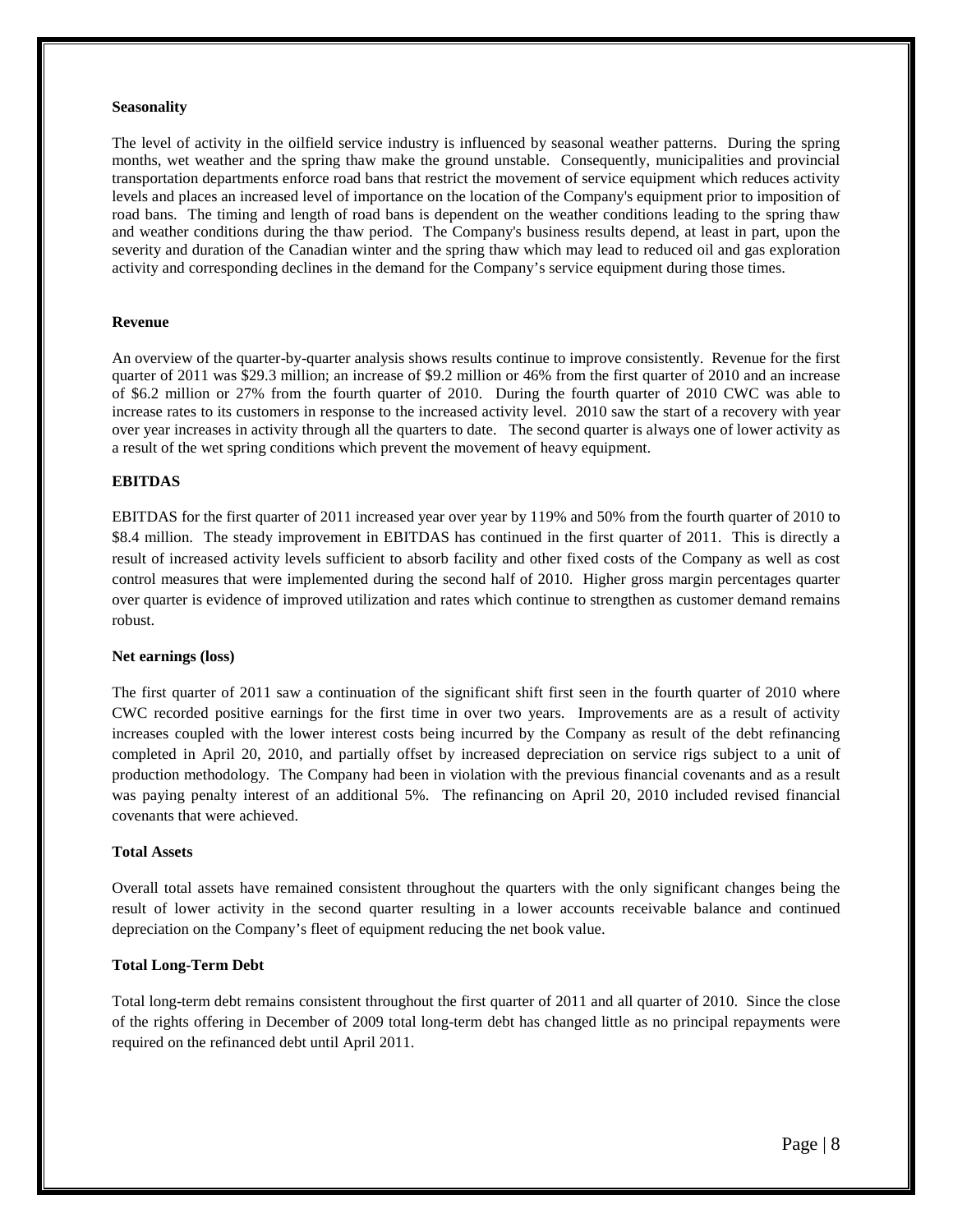**Seasonality**

The level of activity in the oilfield service industry is influenced by seasonal weather patterns. During the spring months, wet weather and the spring thaw make the ground unstable. Consequently, municipalities and provincial transportation departments enforce road bans that restrict the movement of service equipment which reduces activity levels and places an increased level of importance on the location of the Company's equipment prior to imposition of road bans. The timing and length of road bans is dependent on the weather conditions leading to the spring thaw and weather conditions during the thaw period. The Company's business results depend, at least in part, upon the severity and duration of the Canadian winter and the spring thaw which may lead to reduced oil and gas exploration activity and corresponding declines in the demand for the Company's service equipment during those times.

**Revenue**

An overview of the quarter-by-quarter analysis shows results continue to improve consistently. Revenue for the first quarter of 2011 was $29.3 million; an increase of $9.2 million or 46% from the first quarter of 2010 and an increase of $6.2 million or 27% from the fourth quarter of 2010. During the fourth quarter of 2010 CWC was able to increase rates to its customers in response to the increased activity level. 2010 saw the start of a recovery with year over year increases in activity through all the quarters to date. The second quarter is always one of lower activity as a result of the wet spring conditions which prevent the movement of heavy equipment.

**EBITDAS**

EBITDAS for the first quarter of 2011 increased year over year by 119% and 50% from the fourth quarter of 2010 to $8.4 million. The steady improvement in EBITDAS has continued in the first quarter of 2011. This is directly a result of increased activity levels sufficient to absorb facility and other fixed costs of the Company as well as cost control measures that were implemented during the second half of 2010. Higher gross margin percentages quarter over quarter is evidence of improved utilization and rates which continue to strengthen as customer demand remains robust.

**Net earnings (loss)**

The first quarter of 2011 saw a continuation of the significant shift first seen in the fourth quarter of 2010 where CWC recorded positive earnings for the first time in over two years. Improvements are as a result of activity increases coupled with the lower interest costs being incurred by the Company as result of the debt refinancing completed in April 20, 2010, and partially offset by increased depreciation on service rigs subject to a unit of production methodology. The Company had been in violation with the previous financial covenants and as a result was paying penalty interest of an additional 5%. The refinancing on April 20, 2010 included revised financial covenants that were achieved.

**Total Assets**

Overall total assets have remained consistent throughout the quarters with the only significant changes being the result of lower activity in the second quarter resulting in a lower accounts receivable balance and continued depreciation on the Company's fleet of equipment reducing the net book value.

**Total Long-Term Debt**

Total long-term debt remains consistent throughout the first quarter of 2011 and all quarter of 2010. Since the close of the rights offering in December of 2009 total long-term debt has changed little as no principal repayments were required on the refinanced debt until April 2011.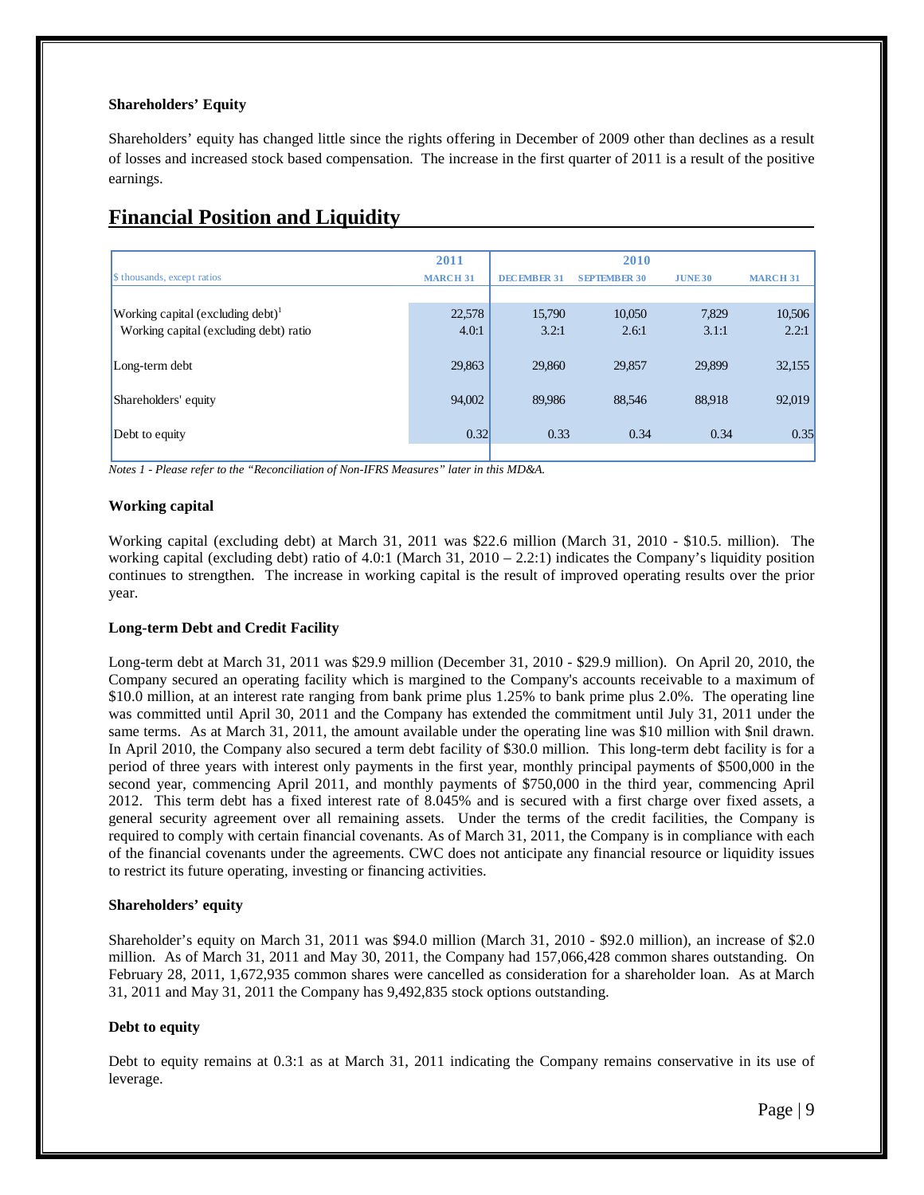**Shareholders' Equity**

Shareholders' equity has changed little since the rights offering in December of 2009 other than declines as a result of losses and increased stock based compensation. The increase in the first quarter of 2011 is a result of the positive earnings.

## Financial Position and Liquidity

| | 2011 | 2010 | | | |
|---|---|---|---|---|---|
| $ thousands, except ratios | MARCH 31 | DECEMBER 31 | SEPTEMBER 30 | JUNE 30 | MARCH 31 |
| Working capital (excluding debt)[1] | 22,578 | 15,790 | 10,050 | 7,829 | 10,506 |
| Working capital (excluding debt) ratio | 4.0:1 | 3.2:1 | 2.6:1 | 3.1:1 | 2.2:1 |
| Long-term debt | 29,863 | 29,860 | 29,857 | 29,899 | 32,155 |
| Shareholders' equity | 94,002 | 89,986 | 88,546 | 88,918 | 92,019 |
| Debt to equity | 0.32 | 0.33 | 0.34 | 0.34 | 0.35 |

*Notes 1 - Please refer to the "Reconciliation of Non-IFRS Measures" later in this MD&A.*

**Working capital**

Working capital (excluding debt) at March 31, 2011 was $22.6 million (March 31, 2010 - $10.5. million). The working capital (excluding debt) ratio of 4.0:1 (March 31, 2010 – 2.2:1) indicates the Company's liquidity position continues to strengthen. The increase in working capital is the result of improved operating results over the prior year.

**Long-term Debt and Credit Facility**

Long-term debt at March 31, 2011 was $29.9 million (December 31, 2010 - $29.9 million). On April 20, 2010, the Company secured an operating facility which is margined to the Company's accounts receivable to a maximum of $10.0 million, at an interest rate ranging from bank prime plus 1.25% to bank prime plus 2.0%. The operating line was committed until April 30, 2011 and the Company has extended the commitment until July 31, 2011 under the same terms. As at March 31, 2011, the amount available under the operating line was $10 million with $nil drawn. In April 2010, the Company also secured a term debt facility of $30.0 million. This long-term debt facility is for a period of three years with interest only payments in the first year, monthly principal payments of $500,000 in the second year, commencing April 2011, and monthly payments of $750,000 in the third year, commencing April 2012. This term debt has a fixed interest rate of 8.045% and is secured with a first charge over fixed assets, a general security agreement over all remaining assets. Under the terms of the credit facilities, the Company is required to comply with certain financial covenants. As of March 31, 2011, the Company is in compliance with each of the financial covenants under the agreements. CWC does not anticipate any financial resource or liquidity issues to restrict its future operating, investing or financing activities.

**Shareholders' equity**

Shareholder's equity on March 31, 2011 was $94.0 million (March 31, 2010 - $92.0 million), an increase of $2.0 million. As of March 31, 2011 and May 30, 2011, the Company had 157,066,428 common shares outstanding. On February 28, 2011, 1,672,935 common shares were cancelled as consideration for a shareholder loan. As at March 31, 2011 and May 31, 2011 the Company has 9,492,835 stock options outstanding.

**Debt to equity**

Debt to equity remains at 0.3:1 as at March 31, 2011 indicating the Company remains conservative in its use of leverage.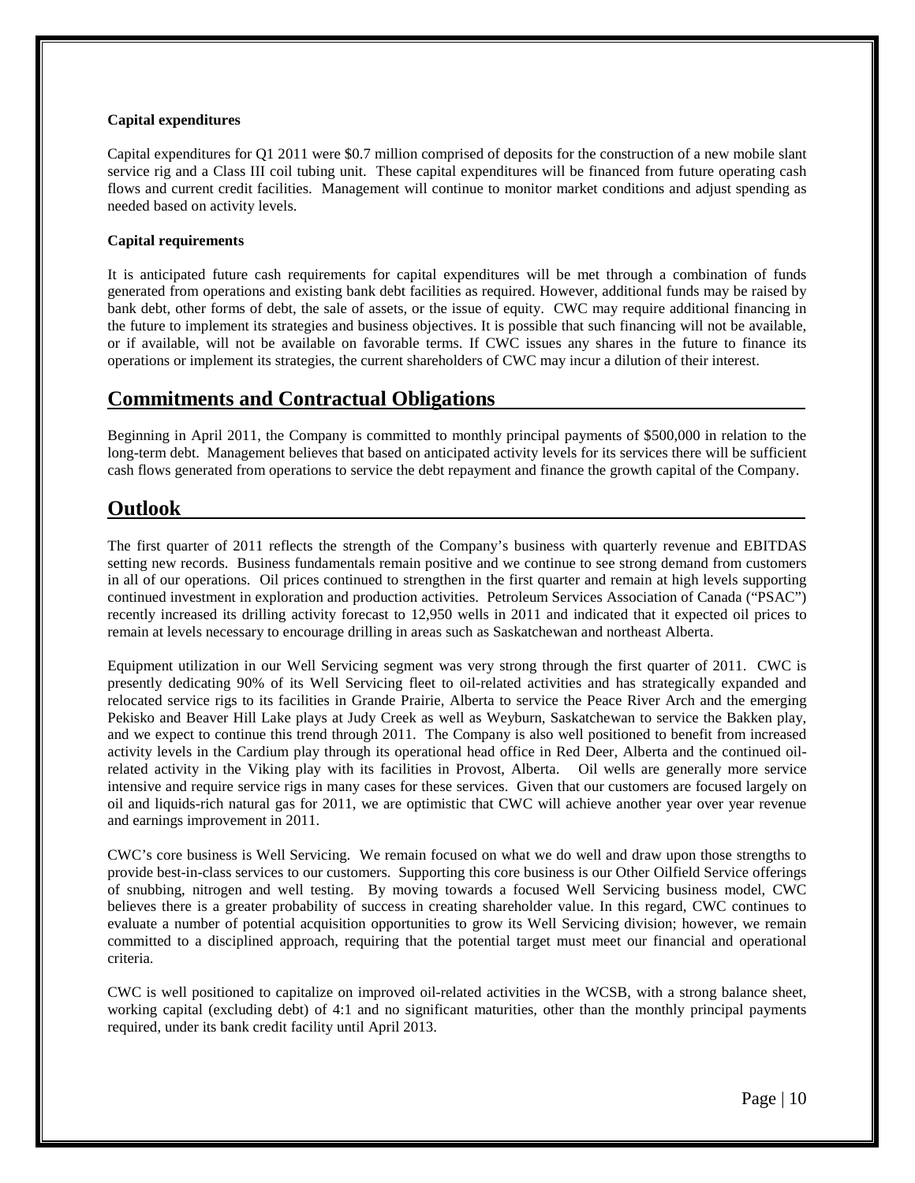**Capital expenditures**

Capital expenditures for Q1 2011 were $0.7 million comprised of deposits for the construction of a new mobile slant service rig and a Class III coil tubing unit. These capital expenditures will be financed from future operating cash flows and current credit facilities. Management will continue to monitor market conditions and adjust spending as needed based on activity levels.

**Capital requirements**

It is anticipated future cash requirements for capital expenditures will be met through a combination of funds generated from operations and existing bank debt facilities as required. However, additional funds may be raised by bank debt, other forms of debt, the sale of assets, or the issue of equity. CWC may require additional financing in the future to implement its strategies and business objectives. It is possible that such financing will not be available, or if available, will not be available on favorable terms. If CWC issues any shares in the future to finance its operations or implement its strategies, the current shareholders of CWC may incur a dilution of their interest.

## Commitments and Contractual Obligations

Beginning in April 2011, the Company is committed to monthly principal payments of $500,000 in relation to the long-term debt. Management believes that based on anticipated activity levels for its services there will be sufficient cash flows generated from operations to service the debt repayment and finance the growth capital of the Company.

## Outlook

The first quarter of 2011 reflects the strength of the Company's business with quarterly revenue and EBITDAS setting new records. Business fundamentals remain positive and we continue to see strong demand from customers in all of our operations. Oil prices continued to strengthen in the first quarter and remain at high levels supporting continued investment in exploration and production activities. Petroleum Services Association of Canada ("PSAC") recently increased its drilling activity forecast to 12,950 wells in 2011 and indicated that it expected oil prices to remain at levels necessary to encourage drilling in areas such as Saskatchewan and northeast Alberta.

Equipment utilization in our Well Servicing segment was very strong through the first quarter of 2011. CWC is presently dedicating 90% of its Well Servicing fleet to oil-related activities and has strategically expanded and relocated service rigs to its facilities in Grande Prairie, Alberta to service the Peace River Arch and the emerging Pekisko and Beaver Hill Lake plays at Judy Creek as well as Weyburn, Saskatchewan to service the Bakken play, and we expect to continue this trend through 2011. The Company is also well positioned to benefit from increased activity levels in the Cardium play through its operational head office in Red Deer, Alberta and the continued oil-related activity in the Viking play with its facilities in Provost, Alberta. Oil wells are generally more service intensive and require service rigs in many cases for these services. Given that our customers are focused largely on oil and liquids-rich natural gas for 2011, we are optimistic that CWC will achieve another year over year revenue and earnings improvement in 2011.

CWC's core business is Well Servicing. We remain focused on what we do well and draw upon those strengths to provide best-in-class services to our customers. Supporting this core business is our Other Oilfield Service offerings of snubbing, nitrogen and well testing. By moving towards a focused Well Servicing business model, CWC believes there is a greater probability of success in creating shareholder value. In this regard, CWC continues to evaluate a number of potential acquisition opportunities to grow its Well Servicing division; however, we remain committed to a disciplined approach, requiring that the potential target must meet our financial and operational criteria.

CWC is well positioned to capitalize on improved oil-related activities in the WCSB, with a strong balance sheet, working capital (excluding debt) of 4:1 and no significant maturities, other than the monthly principal payments required, under its bank credit facility until April 2013.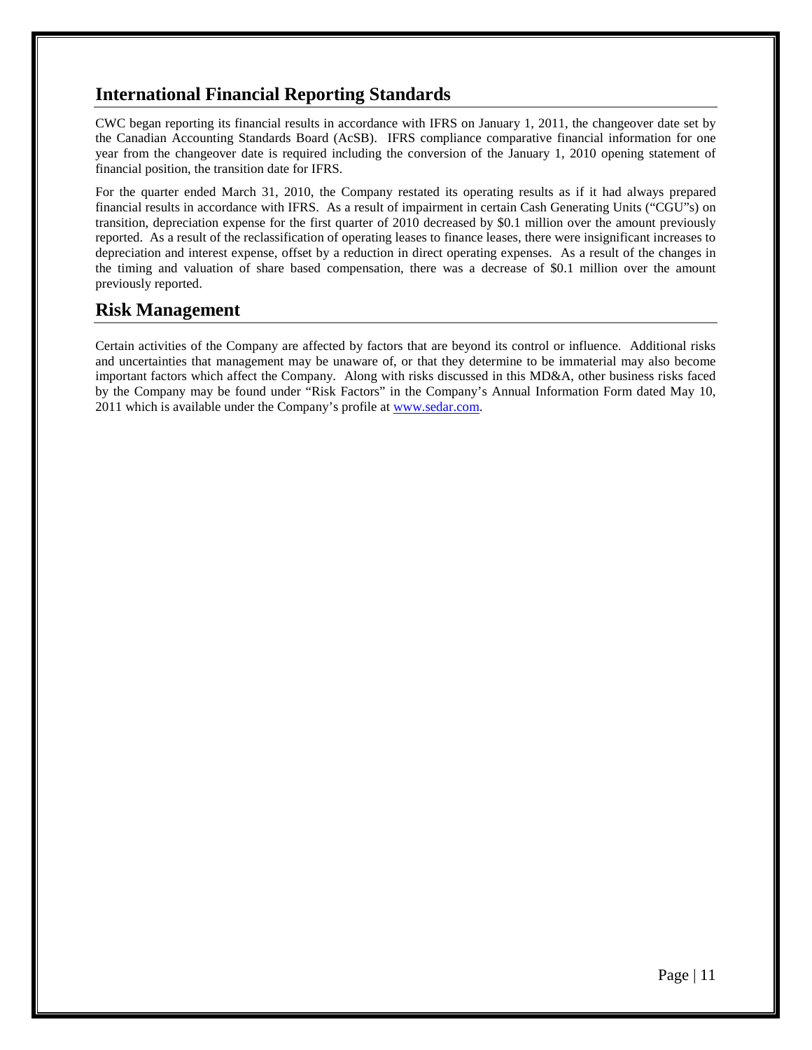## International Financial Reporting Standards

CWC began reporting its financial results in accordance with IFRS on January 1, 2011, the changeover date set by the Canadian Accounting Standards Board (AcSB). IFRS compliance comparative financial information for one year from the changeover date is required including the conversion of the January 1, 2010 opening statement of financial position, the transition date for IFRS.

For the quarter ended March 31, 2010, the Company restated its operating results as if it had always prepared financial results in accordance with IFRS. As a result of impairment in certain Cash Generating Units ("CGU"s) on transition, depreciation expense for the first quarter of 2010 decreased by \$0.1 million over the amount previously reported. As a result of the reclassification of operating leases to finance leases, there were insignificant increases to depreciation and interest expense, offset by a reduction in direct operating expenses. As a result of the changes in the timing and valuation of share based compensation, there was a decrease of \$0.1 million over the amount previously reported.

## Risk Management

Certain activities of the Company are affected by factors that are beyond its control or influence. Additional risks and uncertainties that management may be unaware of, or that they determine to be immaterial may also become important factors which affect the Company. Along with risks discussed in this MD&A, other business risks faced by the Company may be found under "Risk Factors" in the Company's Annual Information Form dated May 10, 2011 which is available under the Company's profile at [www.sedar.com](http://www.sedar.com).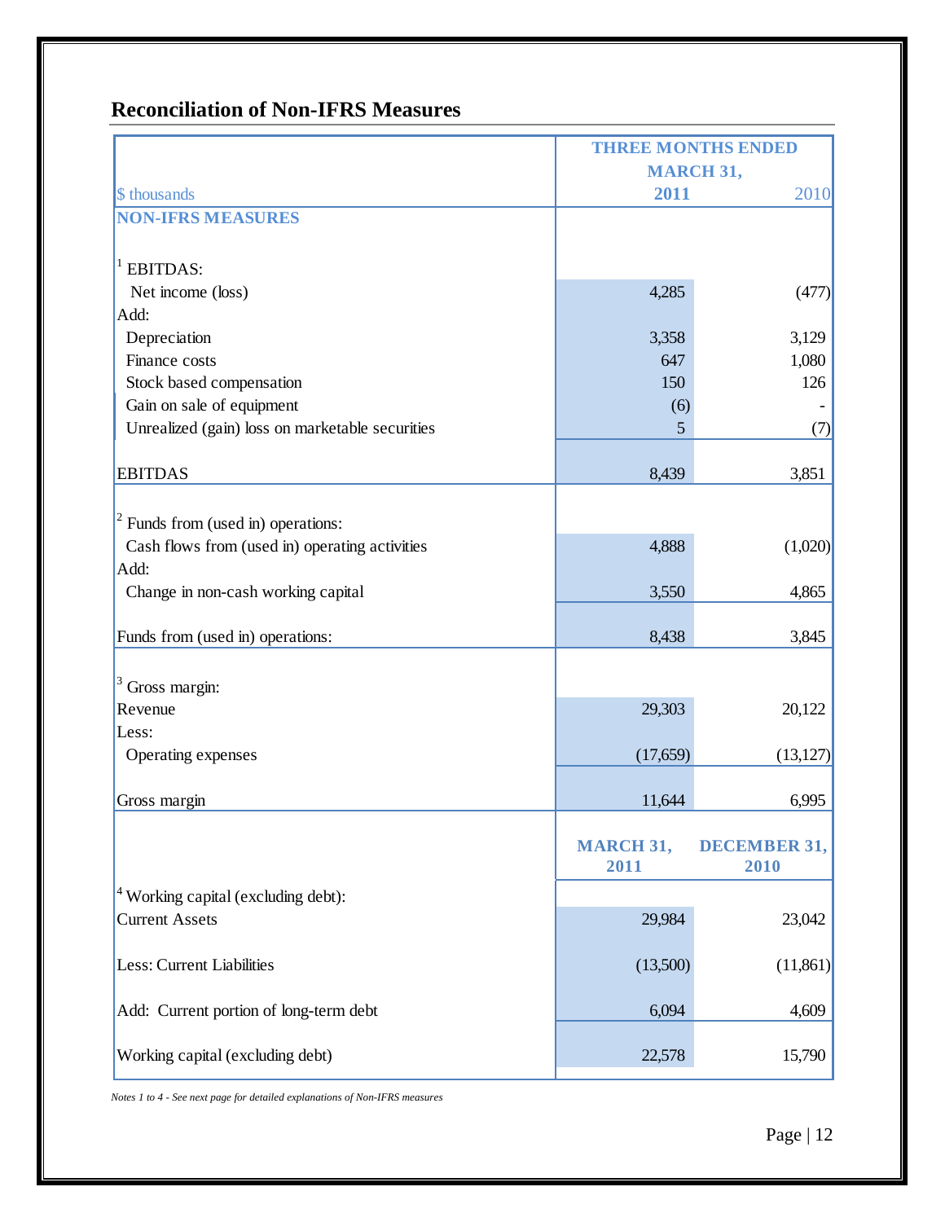## Reconciliation of Non-IFRS Measures

| $ thousands | THREE MONTHS ENDED MARCH 31, 2011 | 2010 |
|---|---|---|
| **NON-IFRS MEASURES** | | |
| [1] EBITDAS: | | |
| Net income (loss) | 4,285 | (477) |
| Add: | | |
| Depreciation | 3,358 | 3,129 |
| Finance costs | 647 | 1,080 |
| Stock based compensation | 150 | 126 |
| Gain on sale of equipment | (6) | - |
| Unrealized (gain) loss on marketable securities | 5 | (7) |
| EBITDAS | 8,439 | 3,851 |
| [2] Funds from (used in) operations: | | |
| Cash flows from (used in) operating activities | 4,888 | (1,020) |
| Add: | | |
| Change in non-cash working capital | 3,550 | 4,865 |
| Funds from (used in) operations: | 8,438 | 3,845 |
| [3] Gross margin: | | |
| Revenue | 29,303 | 20,122 |
| Less: | | |
| Operating expenses | (17,659) | (13,127) |
| Gross margin | 11,644 | 6,995 |
| | **MARCH 31, 2011** | **DECEMBER 31, 2010** |
| [4] Working capital (excluding debt): | | |
| Current Assets | 29,984 | 23,042 |
| Less: Current Liabilities | (13,500) | (11,861) |
| Add: Current portion of long-term debt | 6,094 | 4,609 |
| Working capital (excluding debt) | 22,578 | 15,790 |

*Notes 1 to 4 - See next page for detailed explanations of Non-IFRS measures*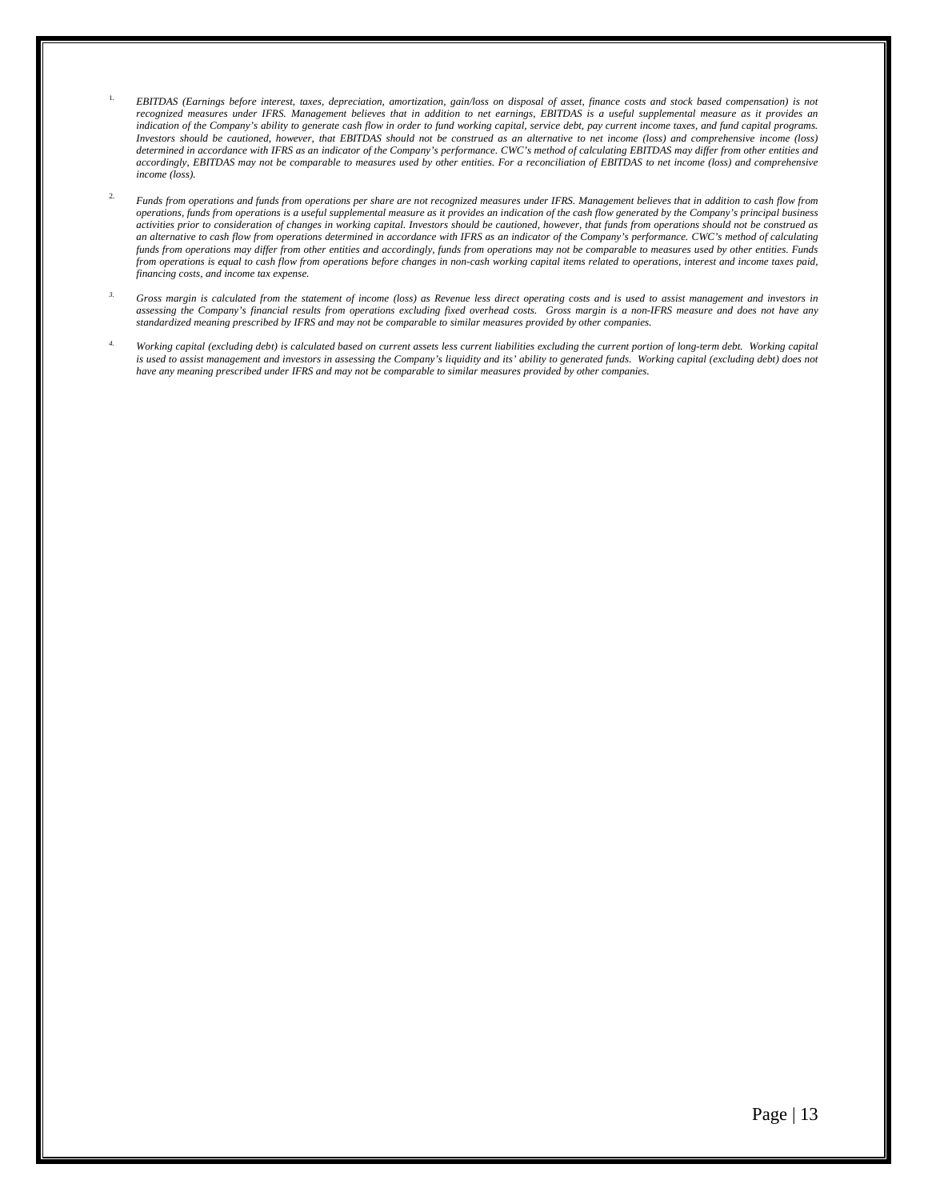1. *EBITDAS (Earnings before interest, taxes, depreciation, amortization, gain/loss on disposal of asset, finance costs and stock based compensation) is not recognized measures under IFRS. Management believes that in addition to net earnings, EBITDAS is a useful supplemental measure as it provides an indication of the Company's ability to generate cash flow in order to fund working capital, service debt, pay current income taxes, and fund capital programs. Investors should be cautioned, however, that EBITDAS should not be construed as an alternative to net income (loss) and comprehensive income (loss) determined in accordance with IFRS as an indicator of the Company's performance. CWC's method of calculating EBITDAS may differ from other entities and accordingly, EBITDAS may not be comparable to measures used by other entities. For a reconciliation of EBITDAS to net income (loss) and comprehensive income (loss).*

2. *Funds from operations and funds from operations per share are not recognized measures under IFRS. Management believes that in addition to cash flow from operations, funds from operations is a useful supplemental measure as it provides an indication of the cash flow generated by the Company's principal business activities prior to consideration of changes in working capital. Investors should be cautioned, however, that funds from operations should not be construed as an alternative to cash flow from operations determined in accordance with IFRS as an indicator of the Company's performance. CWC's method of calculating funds from operations may differ from other entities and accordingly, funds from operations may not be comparable to measures used by other entities. Funds from operations is equal to cash flow from operations before changes in non-cash working capital items related to operations, interest and income taxes paid, financing costs, and income tax expense.*

3. *Gross margin is calculated from the statement of income (loss) as Revenue less direct operating costs and is used to assist management and investors in assessing the Company's financial results from operations excluding fixed overhead costs. Gross margin is a non-IFRS measure and does not have any standardized meaning prescribed by IFRS and may not be comparable to similar measures provided by other companies.*

4. *Working capital (excluding debt) is calculated based on current assets less current liabilities excluding the current portion of long-term debt. Working capital is used to assist management and investors in assessing the Company's liquidity and its' ability to generated funds. Working capital (excluding debt) does not have any meaning prescribed under IFRS and may not be comparable to similar measures provided by other companies.*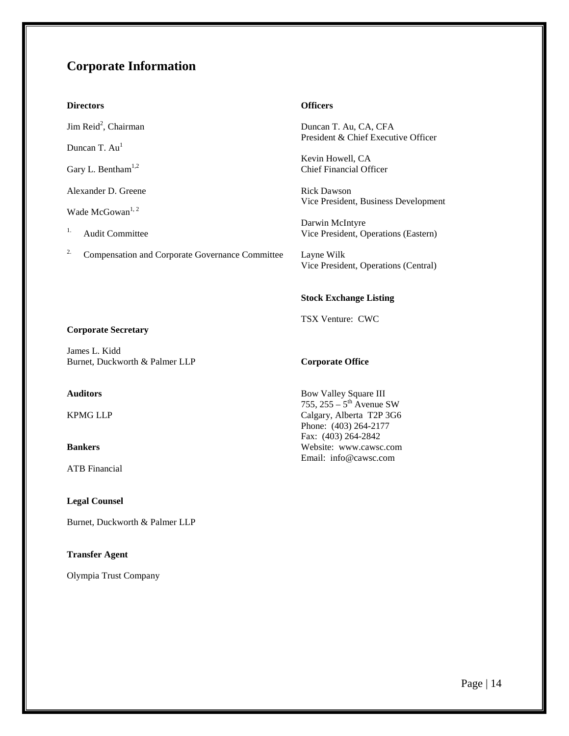# Corporate Information

**Directors**

Jim Reid[2], Chairman

Duncan T. Au[1]

Gary L. Bentham[1,2]

Alexander D. Greene

Wade McGowan[1, 2]

1. Audit Committee
2. Compensation and Corporate Governance Committee

**Corporate Secretary**

James L. Kidd
Burnet, Duckworth & Palmer LLP

**Auditors**

KPMG LLP

**Bankers**

ATB Financial

**Legal Counsel**

Burnet, Duckworth & Palmer LLP

**Transfer Agent**

Olympia Trust Company

**Officers**

Duncan T. Au, CA, CFA
President & Chief Executive Officer

Kevin Howell, CA
Chief Financial Officer

Rick Dawson
Vice President, Business Development

Darwin McIntyre
Vice President, Operations (Eastern)

Layne Wilk
Vice President, Operations (Central)

**Stock Exchange Listing**

TSX Venture: CWC

**Corporate Office**

Bow Valley Square III
755, 255 – 5th Avenue SW
Calgary, Alberta T2P 3G6
Phone: (403) 264-2177
Fax: (403) 264-2842
Website: www.cawsc.com
Email: info@cawsc.com